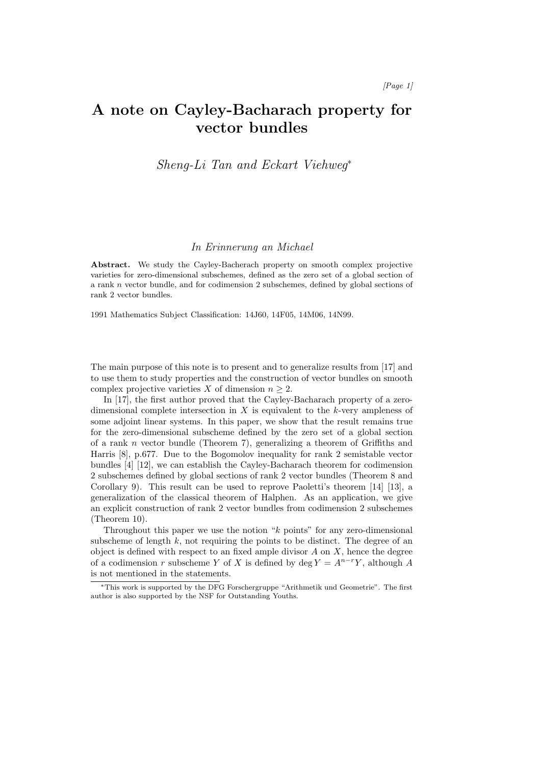# A note on Cayley-Bacharach property for vector bundles

*Sheng-Li Tan and Eckart Viehweg*[*]

*In Erinnerung an Michael*

**Abstract.** We study the Cayley-Bacherach property on smooth complex projective varieties for zero-dimensional subschemes, defined as the zero set of a global section of a rank $n$ vector bundle, and for codimension 2 subschemes, defined by global sections of rank 2 vector bundles.

1991 Mathematics Subject Classification: 14J60, 14F05, 14M06, 14N99.

The main purpose of this note is to present and to generalize results from [17] and to use them to study properties and the construction of vector bundles on smooth complex projective varieties $X$ of dimension $n \geq 2$.

In [17], the first author proved that the Cayley-Bacharach property of a zero-dimensional complete intersection in $X$ is equivalent to the $k$-very ampleness of some adjoint linear systems. In this paper, we show that the result remains true for the zero-dimensional subscheme defined by the zero set of a global section of a rank $n$ vector bundle (Theorem 7), generalizing a theorem of Griffiths and Harris [8], p.677. Due to the Bogomolov inequality for rank 2 semistable vector bundles [4] [12], we can establish the Cayley-Bacharach theorem for codimension 2 subschemes defined by global sections of rank 2 vector bundles (Theorem 8 and Corollary 9). This result can be used to reprove Paoletti's theorem [14] [13], a generalization of the classical theorem of Halphen. As an application, we give an explicit construction of rank 2 vector bundles from codimension 2 subschemes (Theorem 10).

Throughout this paper we use the notion "$k$ points" for any zero-dimensional subscheme of length $k$, not requiring the points to be distinct. The degree of an object is defined with respect to an fixed ample divisor $A$ on $X$, hence the degree of a codimension $r$ subscheme $Y$ of $X$ is defined by $\deg Y = A^{n-r}Y$, although $A$ is not mentioned in the statements.

[*] This work is supported by the DFG Forschergruppe "Arithmetik und Geometrie". The first author is also supported by the NSF for Outstanding Youths.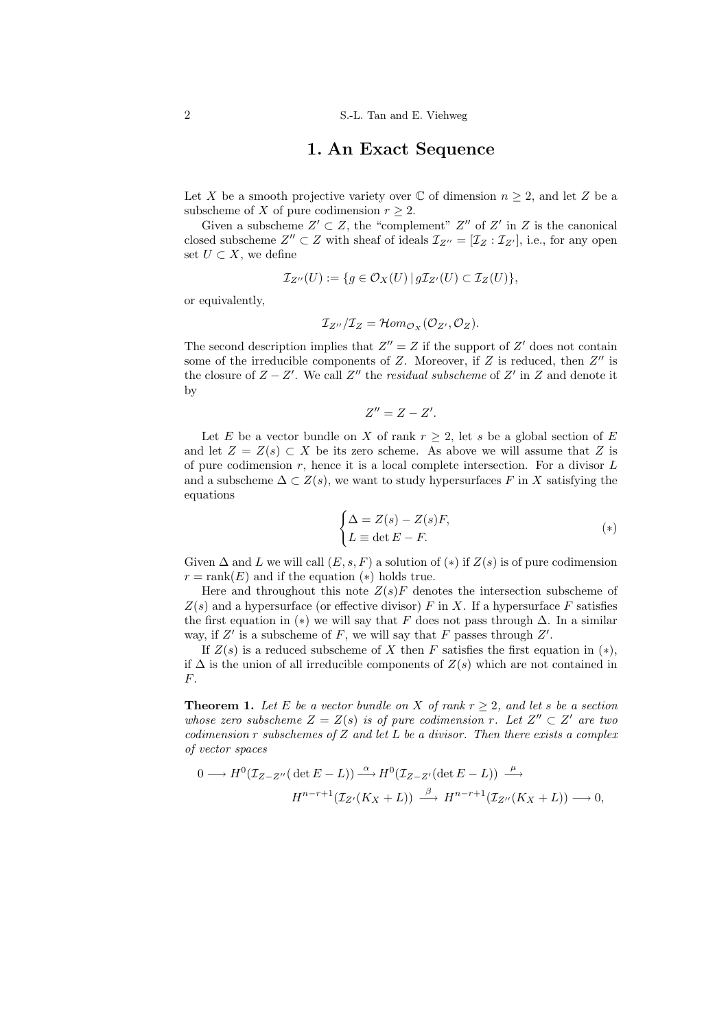# 1. An Exact Sequence

Let $X$ be a smooth projective variety over $\mathbb{C}$ of dimension $n \geq 2$, and let $Z$ be a subscheme of $X$ of pure codimension $r \geq 2$.

Given a subscheme $Z' \subset Z$, the "complement" $Z''$ of $Z'$ in $Z$ is the canonical closed subscheme $Z'' \subset Z$ with sheaf of ideals $\mathcal{I}_{Z''} = [\mathcal{I}_Z : \mathcal{I}_{Z'}]$, i.e., for any open set $U \subset X$, we define

$$\mathcal{I}_{Z''}(U) := \{g \in \mathcal{O}_X(U) \mid g\mathcal{I}_{Z'}(U) \subset \mathcal{I}_Z(U)\},$$

or equivalently,

$$\mathcal{I}_{Z''}/\mathcal{I}_Z = \mathcal{H}om_{\mathcal{O}_X}(\mathcal{O}_{Z'}, \mathcal{O}_Z).$$

The second description implies that $Z'' = Z$ if the support of $Z'$ does not contain some of the irreducible components of $Z$. Moreover, if $Z$ is reduced, then $Z''$ is the closure of $Z - Z'$. We call $Z''$ the *residual subscheme* of $Z'$ in $Z$ and denote it by

$$Z'' = Z - Z'.$$

Let $E$ be a vector bundle on $X$ of rank $r \geq 2$, let $s$ be a global section of $E$ and let $Z = Z(s) \subset X$ be its zero scheme. As above we will assume that $Z$ is of pure codimension $r$, hence it is a local complete intersection. For a divisor $L$ and a subscheme $\Delta \subset Z(s)$, we want to study hypersurfaces $F$ in $X$ satisfying the equations

$$\begin{cases} \Delta = Z(s) - Z(s)F, \\ L \equiv \det E - F. \end{cases} \tag{$*$}$$

Given $\Delta$ and $L$ we will call $(E, s, F)$ a solution of $(*)$ if $Z(s)$ is of pure codimension $r = \operatorname{rank}(E)$ and if the equation $(*)$ holds true.

Here and throughout this note $Z(s)F$ denotes the intersection subscheme of $Z(s)$ and a hypersurface (or effective divisor) $F$ in $X$. If a hypersurface $F$ satisfies the first equation in $(*)$ we will say that $F$ does not pass through $\Delta$. In a similar way, if $Z'$ is a subscheme of $F$, we will say that $F$ passes through $Z'$.

If $Z(s)$ is a reduced subscheme of $X$ then $F$ satisfies the first equation in $(*)$, if $\Delta$ is the union of all irreducible components of $Z(s)$ which are not contained in $F$.

**Theorem 1.** *Let $E$ be a vector bundle on $X$ of rank $r \geq 2$, and let $s$ be a section whose zero subscheme $Z = Z(s)$ is of pure codimension $r$. Let $Z'' \subset Z'$ be two codimension $r$ subschemes of $Z$ and let $L$ be a divisor. Then there exists a complex of vector spaces*

$$\begin{aligned} 0 \longrightarrow H^0(\mathcal{I}_{Z-Z''}(\det E - L)) &\xrightarrow{\alpha} H^0(\mathcal{I}_{Z-Z'}(\det E - L)) \xrightarrow{\mu} \\ &H^{n-r+1}(\mathcal{I}_{Z'}(K_X + L)) \xrightarrow{\beta} H^{n-r+1}(\mathcal{I}_{Z''}(K_X + L)) \longrightarrow 0, \end{aligned}$$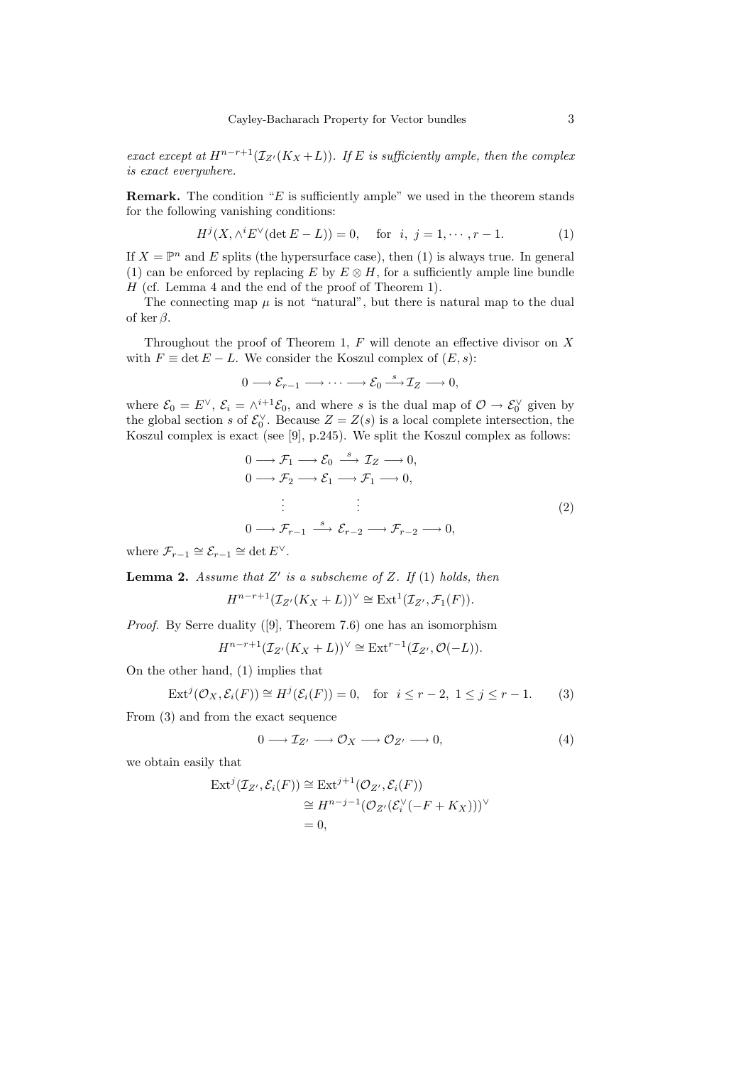*exact except at $H^{n-r+1}(\mathcal{I}_{Z'}(K_X+L))$. If $E$ is sufficiently ample, then the complex is exact everywhere.*

**Remark.** The condition "$E$ is sufficiently ample" we used in the theorem stands for the following vanishing conditions:

$$H^j(X, \wedge^i E^\vee(\det E - L)) = 0, \quad \text{for } i,\ j = 1, \cdots, r-1. \tag{1}$$

If $X = \mathbb{P}^n$ and $E$ splits (the hypersurface case), then (1) is always true. In general (1) can be enforced by replacing $E$ by $E \otimes H$, for a sufficiently ample line bundle $H$ (cf. Lemma 4 and the end of the proof of Theorem 1).

The connecting map $\mu$ is not "natural", but there is natural map to the dual of $\ker \beta$.

Throughout the proof of Theorem 1, $F$ will denote an effective divisor on $X$ with $F \equiv \det E - L$. We consider the Koszul complex of $(E, s)$:

$$0 \longrightarrow \mathcal{E}_{r-1} \longrightarrow \cdots \longrightarrow \mathcal{E}_0 \stackrel{s}{\longrightarrow} \mathcal{I}_Z \longrightarrow 0,$$

where $\mathcal{E}_0 = E^\vee$, $\mathcal{E}_i = \wedge^{i+1}\mathcal{E}_0$, and where $s$ is the dual map of $\mathcal{O} \to \mathcal{E}_0^\vee$ given by the global section $s$ of $\mathcal{E}_0^\vee$. Because $Z = Z(s)$ is a local complete intersection, the Koszul complex is exact (see [9], p.245). We split the Koszul complex as follows:

$$\begin{aligned}
&0 \longrightarrow \mathcal{F}_1 \longrightarrow \mathcal{E}_0 \stackrel{s}{\longrightarrow} \mathcal{I}_Z \longrightarrow 0,\\
&0 \longrightarrow \mathcal{F}_2 \longrightarrow \mathcal{E}_1 \longrightarrow \mathcal{F}_1 \longrightarrow 0,\\
&\qquad\quad \vdots \qquad\qquad \vdots\\
&0 \longrightarrow \mathcal{F}_{r-1} \stackrel{s}{\longrightarrow} \mathcal{E}_{r-2} \longrightarrow \mathcal{F}_{r-2} \longrightarrow 0,
\end{aligned} \tag{2}$$

where $\mathcal{F}_{r-1} \cong \mathcal{E}_{r-1} \cong \det E^\vee$.

**Lemma 2.** *Assume that $Z'$ is a subscheme of $Z$. If (1) holds, then*

$$H^{n-r+1}(\mathcal{I}_{Z'}(K_X+L))^\vee \cong \operatorname{Ext}^1(\mathcal{I}_{Z'}, \mathcal{F}_1(F)).$$

*Proof.* By Serre duality ([9], Theorem 7.6) one has an isomorphism

$$H^{n-r+1}(\mathcal{I}_{Z'}(K_X+L))^\vee \cong \operatorname{Ext}^{r-1}(\mathcal{I}_{Z'}, \mathcal{O}(-L)).$$

On the other hand, (1) implies that

$$\operatorname{Ext}^j(\mathcal{O}_X, \mathcal{E}_i(F)) \cong H^j(\mathcal{E}_i(F)) = 0, \quad \text{for } i \le r-2,\ 1 \le j \le r-1. \tag{3}$$

From (3) and from the exact sequence

$$0 \longrightarrow \mathcal{I}_{Z'} \longrightarrow \mathcal{O}_X \longrightarrow \mathcal{O}_{Z'} \longrightarrow 0, \tag{4}$$

we obtain easily that

$$\begin{aligned}
\operatorname{Ext}^j(\mathcal{I}_{Z'}, \mathcal{E}_i(F)) &\cong \operatorname{Ext}^{j+1}(\mathcal{O}_{Z'}, \mathcal{E}_i(F))\\
&\cong H^{n-j-1}(\mathcal{O}_{Z'}(\mathcal{E}_i^\vee(-F+K_X)))^\vee\\
&= 0,
\end{aligned}$$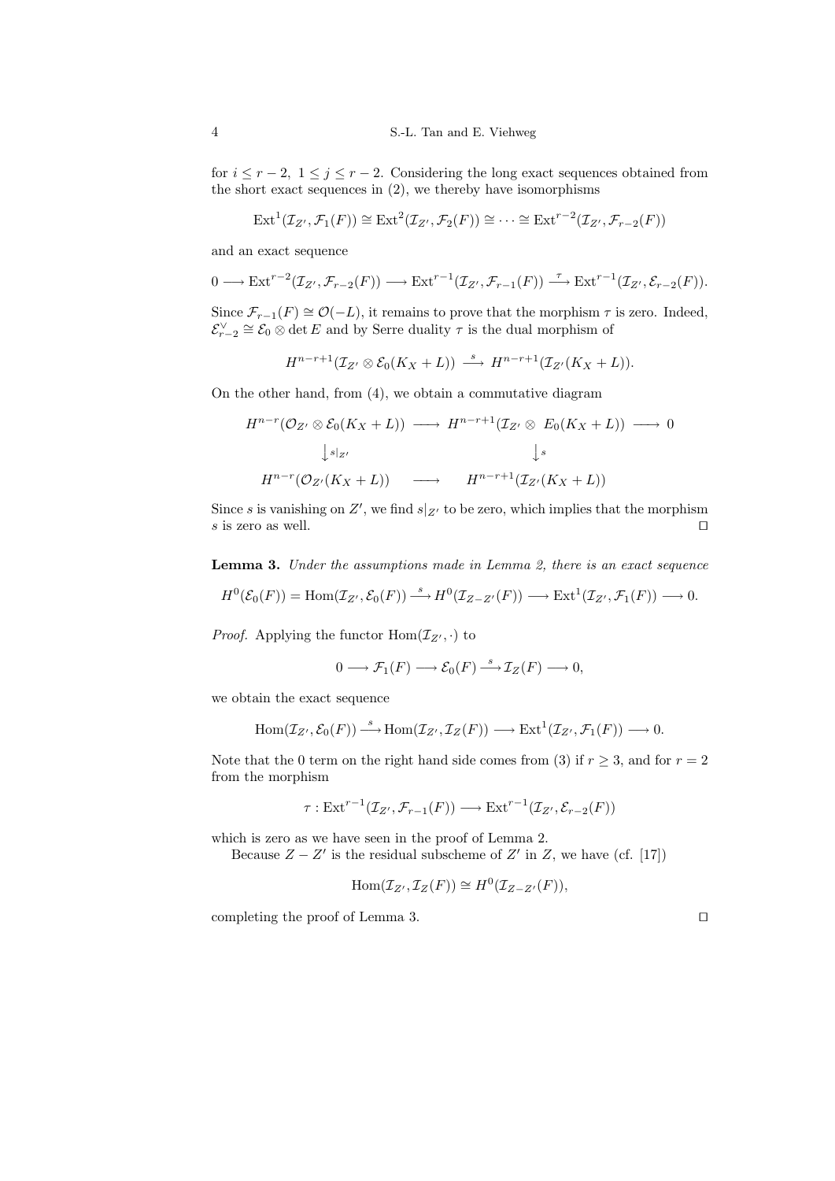for $i \le r-2,\ 1 \le j \le r-2$. Considering the long exact sequences obtained from the short exact sequences in (2), we thereby have isomorphisms

$$\mathrm{Ext}^1(\mathcal{I}_{Z'}, \mathcal{F}_1(F)) \cong \mathrm{Ext}^2(\mathcal{I}_{Z'}, \mathcal{F}_2(F)) \cong \cdots \cong \mathrm{Ext}^{r-2}(\mathcal{I}_{Z'}, \mathcal{F}_{r-2}(F))$$

and an exact sequence

$$0 \longrightarrow \mathrm{Ext}^{r-2}(\mathcal{I}_{Z'}, \mathcal{F}_{r-2}(F)) \longrightarrow \mathrm{Ext}^{r-1}(\mathcal{I}_{Z'}, \mathcal{F}_{r-1}(F)) \xrightarrow{\ \tau\ } \mathrm{Ext}^{r-1}(\mathcal{I}_{Z'}, \mathcal{E}_{r-2}(F)).$$

Since $\mathcal{F}_{r-1}(F) \cong \mathcal{O}(-L)$, it remains to prove that the morphism $\tau$ is zero. Indeed, $\mathcal{E}_{r-2}^{\vee} \cong \mathcal{E}_0 \otimes \det E$ and by Serre duality $\tau$ is the dual morphism of

$$H^{n-r+1}(\mathcal{I}_{Z'} \otimes \mathcal{E}_0(K_X + L)) \xrightarrow{\ s\ } H^{n-r+1}(\mathcal{I}_{Z'}(K_X + L)).$$

On the other hand, from (4), we obtain a commutative diagram

$$\begin{array}{ccccc}
H^{n-r}(\mathcal{O}_{Z'} \otimes \mathcal{E}_0(K_X + L)) & \longrightarrow & H^{n-r+1}(\mathcal{I}_{Z'} \otimes E_0(K_X + L)) & \longrightarrow & 0 \\
\big\downarrow{\scriptstyle s|_{Z'}} & & \big\downarrow{\scriptstyle s} & & \\
H^{n-r}(\mathcal{O}_{Z'}(K_X + L)) & \longrightarrow & H^{n-r+1}(\mathcal{I}_{Z'}(K_X + L)) & &
\end{array}$$

Since $s$ is vanishing on $Z'$, we find $s|_{Z'}$ to be zero, which implies that the morphism $s$ is zero as well. ◻

**Lemma 3.** *Under the assumptions made in Lemma 2, there is an exact sequence*

$$H^0(\mathcal{E}_0(F)) = \mathrm{Hom}(\mathcal{I}_{Z'}, \mathcal{E}_0(F)) \xrightarrow{\ s\ } H^0(\mathcal{I}_{Z-Z'}(F)) \longrightarrow \mathrm{Ext}^1(\mathcal{I}_{Z'}, \mathcal{F}_1(F)) \longrightarrow 0.$$

*Proof.* Applying the functor $\mathrm{Hom}(\mathcal{I}_{Z'}, \cdot)$ to

$$0 \longrightarrow \mathcal{F}_1(F) \longrightarrow \mathcal{E}_0(F) \xrightarrow{\ s\ } \mathcal{I}_Z(F) \longrightarrow 0,$$

we obtain the exact sequence

$$\mathrm{Hom}(\mathcal{I}_{Z'}, \mathcal{E}_0(F)) \xrightarrow{\ s\ } \mathrm{Hom}(\mathcal{I}_{Z'}, \mathcal{I}_Z(F)) \longrightarrow \mathrm{Ext}^1(\mathcal{I}_{Z'}, \mathcal{F}_1(F)) \longrightarrow 0.$$

Note that the 0 term on the right hand side comes from (3) if $r \ge 3$, and for $r = 2$ from the morphism

$$\tau : \mathrm{Ext}^{r-1}(\mathcal{I}_{Z'}, \mathcal{F}_{r-1}(F)) \longrightarrow \mathrm{Ext}^{r-1}(\mathcal{I}_{Z'}, \mathcal{E}_{r-2}(F))$$

which is zero as we have seen in the proof of Lemma 2.

Because $Z - Z'$ is the residual subscheme of $Z'$ in $Z$, we have (cf. [17])

$$\mathrm{Hom}(\mathcal{I}_{Z'}, \mathcal{I}_Z(F)) \cong H^0(\mathcal{I}_{Z-Z'}(F)),$$

completing the proof of Lemma 3. ◻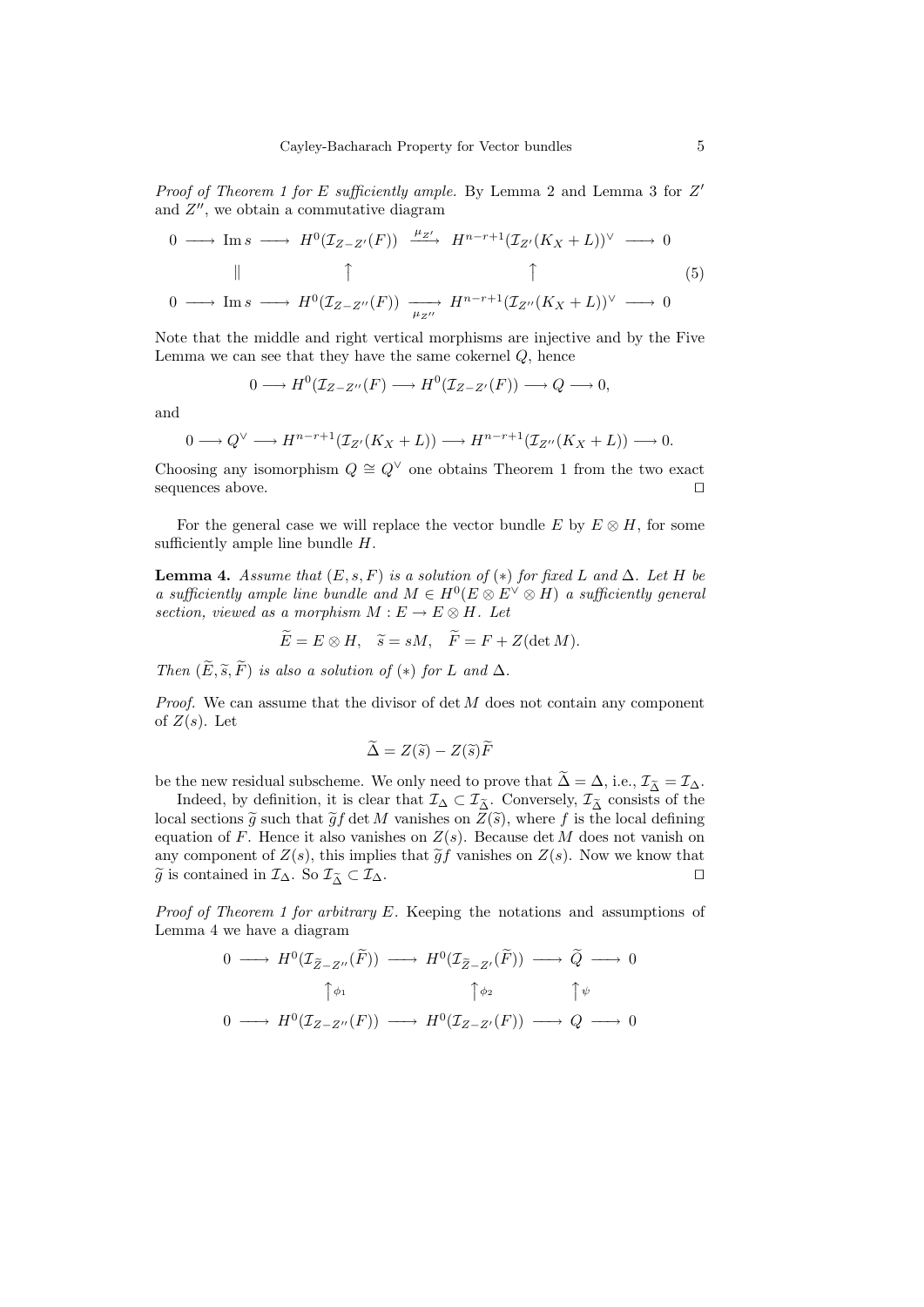*Proof of Theorem 1 for $E$ sufficiently ample.* By Lemma 2 and Lemma 3 for $Z'$ and $Z''$, we obtain a commutative diagram

$$
\begin{array}{ccccccccc}
0 & \longrightarrow & \operatorname{Im} s & \longrightarrow & H^0(\mathcal{I}_{Z-Z'}(F)) & \xrightarrow{\mu_{Z'}} & H^{n-r+1}(\mathcal{I}_{Z'}(K_X+L))^\vee & \longrightarrow & 0 \\
 & & \| & & \uparrow & & \uparrow & & \\
0 & \longrightarrow & \operatorname{Im} s & \longrightarrow & H^0(\mathcal{I}_{Z-Z''}(F)) & \xrightarrow[\mu_{Z''}]{} & H^{n-r+1}(\mathcal{I}_{Z''}(K_X+L))^\vee & \longrightarrow & 0
\end{array}
\tag{5}
$$

Note that the middle and right vertical morphisms are injective and by the Five Lemma we can see that they have the same cokernel $Q$, hence

$$0 \longrightarrow H^0(\mathcal{I}_{Z-Z''}(F) \longrightarrow H^0(\mathcal{I}_{Z-Z'}(F)) \longrightarrow Q \longrightarrow 0,$$

and

$$0 \longrightarrow Q^\vee \longrightarrow H^{n-r+1}(\mathcal{I}_{Z'}(K_X+L)) \longrightarrow H^{n-r+1}(\mathcal{I}_{Z''}(K_X+L)) \longrightarrow 0.$$

Choosing any isomorphism $Q \cong Q^\vee$ one obtains Theorem 1 from the two exact sequences above. $\square$

For the general case we will replace the vector bundle $E$ by $E \otimes H$, for some sufficiently ample line bundle $H$.

**Lemma 4.** *Assume that $(E, s, F)$ is a solution of $(*)$ for fixed $L$ and $\Delta$. Let $H$ be a sufficiently ample line bundle and $M \in H^0(E \otimes E^\vee \otimes H)$ a sufficiently general section, viewed as a morphism $M : E \to E \otimes H$. Let*

$$\widetilde{E} = E \otimes H, \quad \widetilde{s} = sM, \quad \widetilde{F} = F + Z(\det M).$$

*Then $(\widetilde{E}, \widetilde{s}, \widetilde{F})$ is also a solution of $(*)$ for $L$ and $\Delta$.*

*Proof.* We can assume that the divisor of $\det M$ does not contain any component of $Z(s)$. Let

$$\widetilde{\Delta} = Z(\widetilde{s}) - Z(\widetilde{s})\widetilde{F}$$

be the new residual subscheme. We only need to prove that $\widetilde{\Delta} = \Delta$, i.e., $\mathcal{I}_{\widetilde{\Delta}} = \mathcal{I}_\Delta$.

Indeed, by definition, it is clear that $\mathcal{I}_\Delta \subset \mathcal{I}_{\widetilde{\Delta}}$. Conversely, $\mathcal{I}_{\widetilde{\Delta}}$ consists of the local sections $\widetilde{g}$ such that $\widetilde{g} f \det M$ vanishes on $Z(\widetilde{s})$, where $f$ is the local defining equation of $F$. Hence it also vanishes on $Z(s)$. Because $\det M$ does not vanish on any component of $Z(s)$, this implies that $\widetilde{g} f$ vanishes on $Z(s)$. Now we know that $\widetilde{g}$ is contained in $\mathcal{I}_\Delta$. So $\mathcal{I}_{\widetilde{\Delta}} \subset \mathcal{I}_\Delta$. $\square$

*Proof of Theorem 1 for arbitrary $E$.* Keeping the notations and assumptions of Lemma 4 we have a diagram

$$
\begin{array}{ccccccccc}
0 & \longrightarrow & H^0(\mathcal{I}_{\widetilde{Z}-Z''}(\widetilde{F})) & \longrightarrow & H^0(\mathcal{I}_{\widetilde{Z}-Z'}(\widetilde{F})) & \longrightarrow & \widetilde{Q} & \longrightarrow & 0 \\
 & & \uparrow{\scriptstyle \phi_1} & & \uparrow{\scriptstyle \phi_2} & & \uparrow{\scriptstyle \psi} & & \\
0 & \longrightarrow & H^0(\mathcal{I}_{Z-Z''}(F)) & \longrightarrow & H^0(\mathcal{I}_{Z-Z'}(F)) & \longrightarrow & Q & \longrightarrow & 0
\end{array}
$$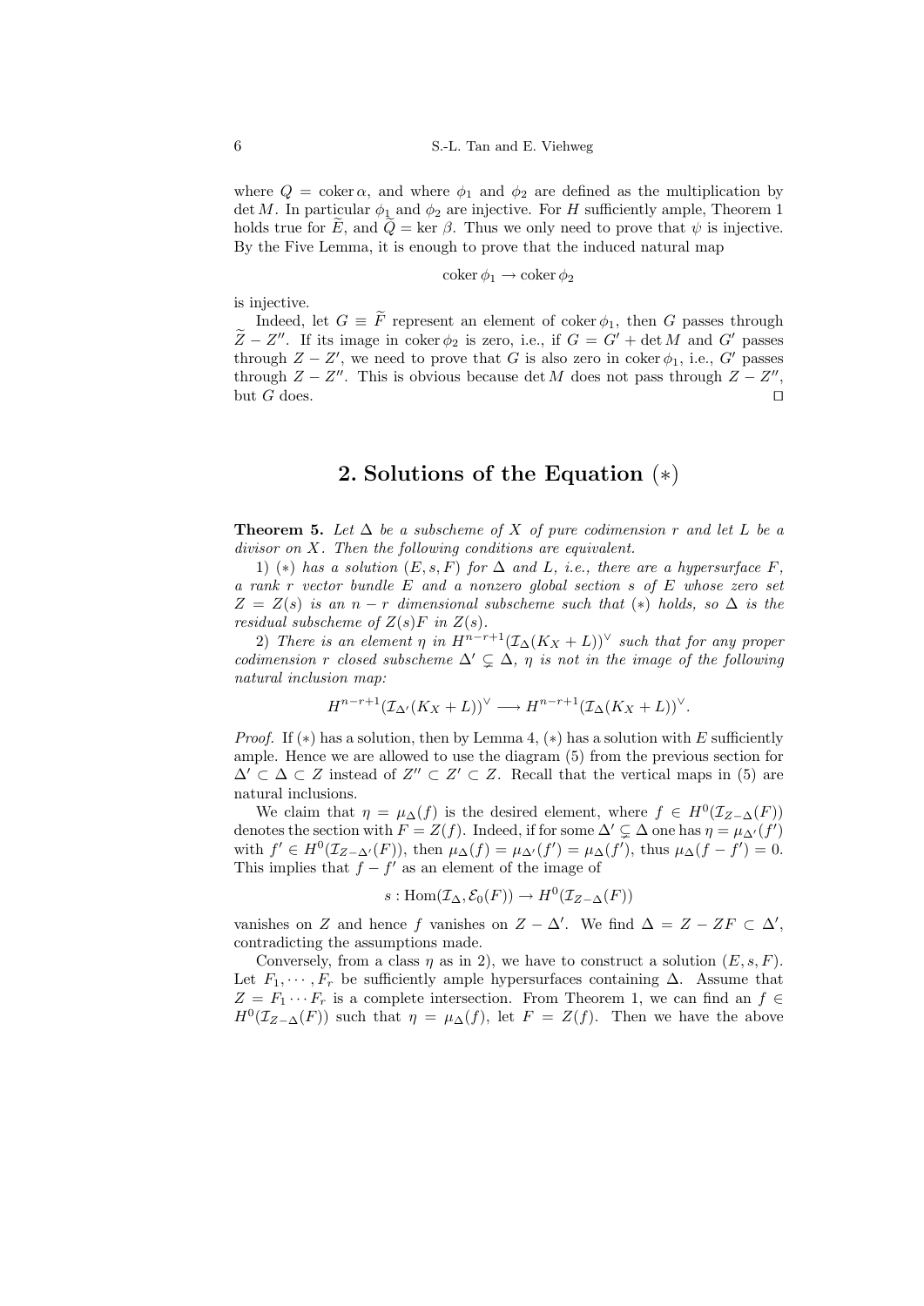where $Q = \operatorname{coker} \alpha$, and where $\phi_1$ and $\phi_2$ are defined as the multiplication by $\det M$. In particular $\phi_1$ and $\phi_2$ are injective. For $H$ sufficiently ample, Theorem 1 holds true for $\widetilde{E}$, and $\widetilde{Q} = \ker \beta$. Thus we only need to prove that $\psi$ is injective. By the Five Lemma, it is enough to prove that the induced natural map

$$\operatorname{coker} \phi_1 \to \operatorname{coker} \phi_2$$

is injective.

Indeed, let $G \equiv \widetilde{F}$ represent an element of $\operatorname{coker} \phi_1$, then $G$ passes through $\widetilde{Z} - Z''$. If its image in $\operatorname{coker} \phi_2$ is zero, i.e., if $G = G' + \det M$ and $G'$ passes through $Z - Z'$, we need to prove that $G$ is also zero in $\operatorname{coker} \phi_1$, i.e., $G'$ passes through $Z - Z''$. This is obvious because $\det M$ does not pass through $Z - Z''$, but $G$ does. □

## 2. Solutions of the Equation $(*)$

**Theorem 5.** *Let $\Delta$ be a subscheme of $X$ of pure codimension $r$ and let $L$ be a divisor on $X$. Then the following conditions are equivalent.*

*1) $(*)$ has a solution $(E, s, F)$ for $\Delta$ and $L$, i.e., there are a hypersurface $F$, a rank $r$ vector bundle $E$ and a nonzero global section $s$ of $E$ whose zero set $Z = Z(s)$ is an $n - r$ dimensional subscheme such that $(*)$ holds, so $\Delta$ is the residual subscheme of $Z(s)F$ in $Z(s)$.*

*2) There is an element $\eta$ in $H^{n-r+1}(\mathcal{I}_\Delta(K_X + L))^\vee$ such that for any proper codimension $r$ closed subscheme $\Delta' \subsetneq \Delta$, $\eta$ is not in the image of the following natural inclusion map:*

$$H^{n-r+1}(\mathcal{I}_{\Delta'}(K_X + L))^\vee \longrightarrow H^{n-r+1}(\mathcal{I}_\Delta(K_X + L))^\vee.$$

*Proof.* If $(*)$ has a solution, then by Lemma 4, $(*)$ has a solution with $E$ sufficiently ample. Hence we are allowed to use the diagram (5) from the previous section for $\Delta' \subset \Delta \subset Z$ instead of $Z'' \subset Z' \subset Z$. Recall that the vertical maps in (5) are natural inclusions.

We claim that $\eta = \mu_\Delta(f)$ is the desired element, where $f \in H^0(\mathcal{I}_{Z-\Delta}(F))$ denotes the section with $F = Z(f)$. Indeed, if for some $\Delta' \subsetneq \Delta$ one has $\eta = \mu_{\Delta'}(f')$ with $f' \in H^0(\mathcal{I}_{Z-\Delta'}(F))$, then $\mu_\Delta(f) = \mu_{\Delta'}(f') = \mu_\Delta(f')$, thus $\mu_\Delta(f - f') = 0$. This implies that $f - f'$ as an element of the image of

$$s : \operatorname{Hom}(\mathcal{I}_\Delta, \mathcal{E}_0(F)) \to H^0(\mathcal{I}_{Z-\Delta}(F))$$

vanishes on $Z$ and hence $f$ vanishes on $Z - \Delta'$. We find $\Delta = Z - ZF \subset \Delta'$, contradicting the assumptions made.

Conversely, from a class $\eta$ as in 2), we have to construct a solution $(E, s, F)$. Let $F_1, \cdots, F_r$ be sufficiently ample hypersurfaces containing $\Delta$. Assume that $Z = F_1 \cdots F_r$ is a complete intersection. From Theorem 1, we can find an $f \in H^0(\mathcal{I}_{Z-\Delta}(F))$ such that $\eta = \mu_\Delta(f)$, let $F = Z(f)$. Then we have the above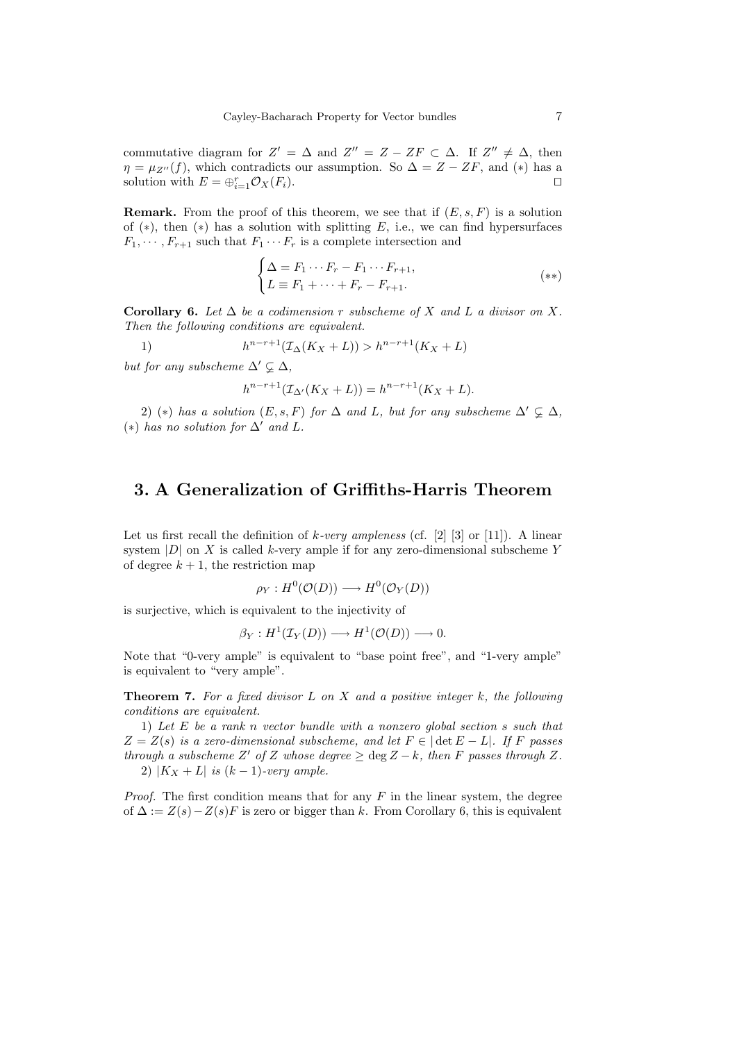commutative diagram for $Z' = \Delta$ and $Z'' = Z - ZF \subset \Delta$. If $Z'' \neq \Delta$, then $\eta = \mu_{Z''}(f)$, which contradicts our assumption. So $\Delta = Z - ZF$, and $(*)$ has a solution with $E = \oplus_{i=1}^r \mathcal{O}_X(F_i)$. $\square$

**Remark.** From the proof of this theorem, we see that if $(E, s, F)$ is a solution of $(*)$, then $(*)$ has a solution with splitting $E$, i.e., we can find hypersurfaces $F_1, \cdots, F_{r+1}$ such that $F_1 \cdots F_r$ is a complete intersection and

$$\begin{cases} \Delta = F_1 \cdots F_r - F_1 \cdots F_{r+1}, \\ L \equiv F_1 + \cdots + F_r - F_{r+1}. \end{cases} \tag{$**$}$$

**Corollary 6.** *Let $\Delta$ be a codimension $r$ subscheme of $X$ and $L$ a divisor on $X$. Then the following conditions are equivalent.*

1) $$h^{n-r+1}(\mathcal{I}_\Delta(K_X + L)) > h^{n-r+1}(K_X + L)$$

*but for any subscheme $\Delta' \subsetneq \Delta$,*

$$h^{n-r+1}(\mathcal{I}_{\Delta'}(K_X + L)) = h^{n-r+1}(K_X + L).$$

2) *$(*)$ has a solution $(E, s, F)$ for $\Delta$ and $L$, but for any subscheme $\Delta' \subsetneq \Delta$, $(*)$ has no solution for $\Delta'$ and $L$.*

## 3. A Generalization of Griffiths-Harris Theorem

Let us first recall the definition of *k-very ampleness* (cf. [2] [3] or [11]). A linear system $|D|$ on $X$ is called $k$-very ample if for any zero-dimensional subscheme $Y$ of degree $k+1$, the restriction map

$$\rho_Y : H^0(\mathcal{O}(D)) \longrightarrow H^0(\mathcal{O}_Y(D))$$

is surjective, which is equivalent to the injectivity of

$$\beta_Y : H^1(\mathcal{I}_Y(D)) \longrightarrow H^1(\mathcal{O}(D)) \longrightarrow 0.$$

Note that "0-very ample" is equivalent to "base point free", and "1-very ample" is equivalent to "very ample".

**Theorem 7.** *For a fixed divisor $L$ on $X$ and a positive integer $k$, the following conditions are equivalent.*

1) *Let $E$ be a rank $n$ vector bundle with a nonzero global section $s$ such that $Z = Z(s)$ is a zero-dimensional subscheme, and let $F \in |\det E - L|$. If $F$ passes through a subscheme $Z'$ of $Z$ whose degree $\geq \deg Z - k$, then $F$ passes through $Z$.*

2) *$|K_X + L|$ is $(k-1)$-very ample.*

*Proof.* The first condition means that for any $F$ in the linear system, the degree of $\Delta := Z(s) - Z(s)F$ is zero or bigger than $k$. From Corollary 6, this is equivalent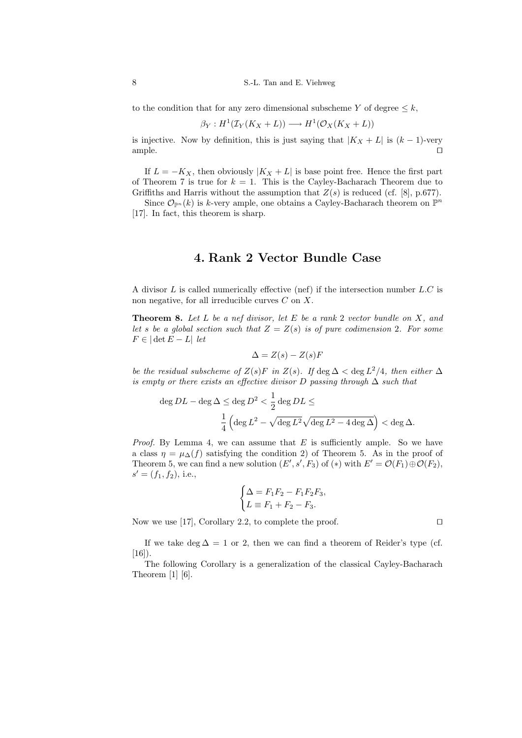to the condition that for any zero dimensional subscheme $Y$ of degree $\leq k$,

$$\beta_Y : H^1(\mathcal{I}_Y(K_X + L)) \longrightarrow H^1(\mathcal{O}_X(K_X + L))$$

is injective. Now by definition, this is just saying that $|K_X + L|$ is $(k-1)$-very ample. ⊓⊔

If $L = -K_X$, then obviously $|K_X + L|$ is base point free. Hence the first part of Theorem 7 is true for $k = 1$. This is the Cayley-Bacharach Theorem due to Griffiths and Harris without the assumption that $Z(s)$ is reduced (cf. [8], p.677).

Since $\mathcal{O}_{\mathbb{P}^n}(k)$ is $k$-very ample, one obtains a Cayley-Bacharach theorem on $\mathbb{P}^n$ [17]. In fact, this theorem is sharp.

# 4. Rank 2 Vector Bundle Case

A divisor $L$ is called numerically effective (nef) if the intersection number $L.C$ is non negative, for all irreducible curves $C$ on $X$.

**Theorem 8.** *Let $L$ be a nef divisor, let $E$ be a rank 2 vector bundle on $X$, and let $s$ be a global section such that $Z = Z(s)$ is of pure codimension 2. For some $F \in |\det E - L|$ let*

$$\Delta = Z(s) - Z(s)F$$

*be the residual subscheme of $Z(s)F$ in $Z(s)$. If $\deg \Delta < \deg L^2/4$, then either $\Delta$ is empty or there exists an effective divisor $D$ passing through $\Delta$ such that*

$$\deg DL - \deg \Delta \leq \deg D^2 < \frac{1}{2} \deg DL \leq \frac{1}{4}\left(\deg L^2 - \sqrt{\deg L^2}\sqrt{\deg L^2 - 4\deg \Delta}\right) < \deg \Delta.$$

*Proof.* By Lemma 4, we can assume that $E$ is sufficiently ample. So we have a class $\eta = \mu_\Delta(f)$ satisfying the condition 2) of Theorem 5. As in the proof of Theorem 5, we can find a new solution $(E', s', F_3)$ of $(*)$ with $E' = \mathcal{O}(F_1) \oplus \mathcal{O}(F_2)$, $s' = (f_1, f_2)$, i.e.,

$$\begin{cases} \Delta = F_1F_2 - F_1F_2F_3, \\ L \equiv F_1 + F_2 - F_3. \end{cases}$$

Now we use [17], Corollary 2.2, to complete the proof. ⊓⊔

If we take $\deg \Delta = 1$ or 2, then we can find a theorem of Reider's type (cf. [16]).

The following Corollary is a generalization of the classical Cayley-Bacharach Theorem [1] [6].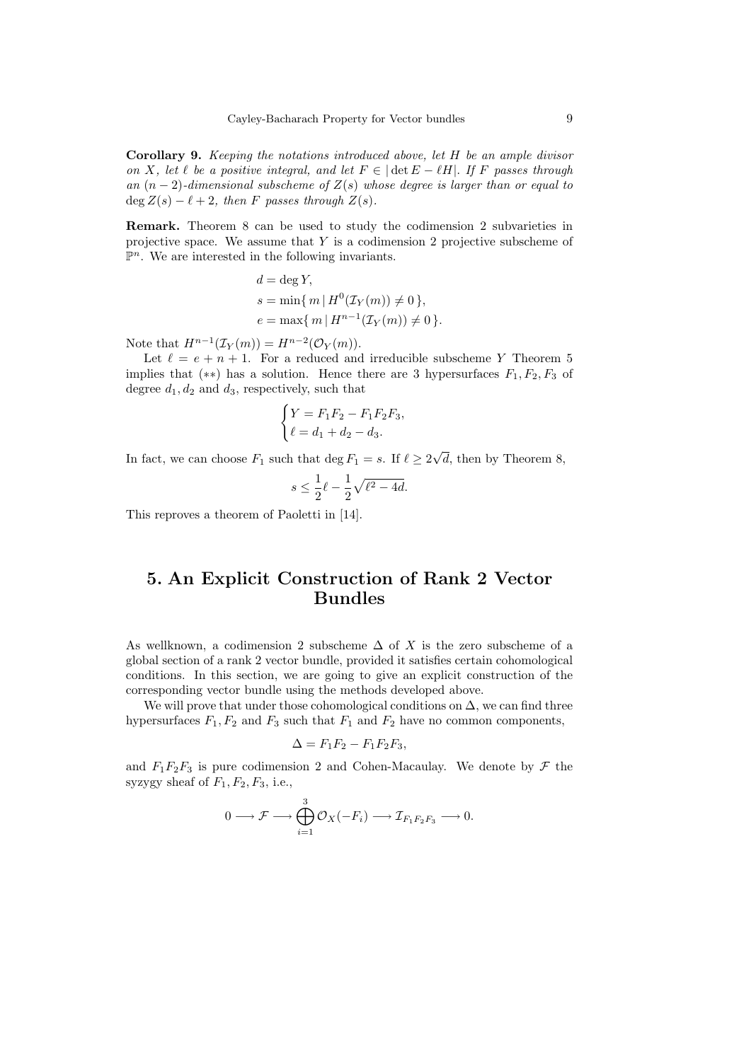**Corollary 9.** *Keeping the notations introduced above, let $H$ be an ample divisor on $X$, let $\ell$ be a positive integral, and let $F \in |\det E - \ell H|$. If $F$ passes through an $(n-2)$-dimensional subscheme of $Z(s)$ whose degree is larger than or equal to $\deg Z(s) - \ell + 2$, then $F$ passes through $Z(s)$.*

**Remark.** Theorem 8 can be used to study the codimension 2 subvarieties in projective space. We assume that $Y$ is a codimension 2 projective subscheme of $\mathbb{P}^n$. We are interested in the following invariants.

$$
\begin{aligned}
d &= \deg Y, \\
s &= \min\{\, m \mid H^0(\mathcal{I}_Y(m)) \neq 0 \,\}, \\
e &= \max\{\, m \mid H^{n-1}(\mathcal{I}_Y(m)) \neq 0 \,\}.
\end{aligned}
$$

Note that $H^{n-1}(\mathcal{I}_Y(m)) = H^{n-2}(\mathcal{O}_Y(m))$.

Let $\ell = e + n + 1$. For a reduced and irreducible subscheme $Y$ Theorem 5 implies that $(**)$ has a solution. Hence there are 3 hypersurfaces $F_1, F_2, F_3$ of degree $d_1, d_2$ and $d_3$, respectively, such that

$$
\begin{cases}
Y = F_1F_2 - F_1F_2F_3, \\
\ell = d_1 + d_2 - d_3.
\end{cases}
$$

In fact, we can choose $F_1$ such that $\deg F_1 = s$. If $\ell \geq 2\sqrt{d}$, then by Theorem 8,

$$
s \leq \frac{1}{2}\ell - \frac{1}{2}\sqrt{\ell^2 - 4d}.
$$

This reproves a theorem of Paoletti in [14].

## 5. An Explicit Construction of Rank 2 Vector Bundles

As wellknown, a codimension 2 subscheme $\Delta$ of $X$ is the zero subscheme of a global section of a rank 2 vector bundle, provided it satisfies certain cohomological conditions. In this section, we are going to give an explicit construction of the corresponding vector bundle using the methods developed above.

We will prove that under those cohomological conditions on $\Delta$, we can find three hypersurfaces $F_1, F_2$ and $F_3$ such that $F_1$ and $F_2$ have no common components,

$$
\Delta = F_1F_2 - F_1F_2F_3,
$$

and $F_1F_2F_3$ is pure codimension 2 and Cohen-Macaulay. We denote by $\mathcal{F}$ the syzygy sheaf of $F_1, F_2, F_3$, i.e.,

$$
0 \longrightarrow \mathcal{F} \longrightarrow \bigoplus_{i=1}^{3} \mathcal{O}_X(-F_i) \longrightarrow \mathcal{I}_{F_1F_2F_3} \longrightarrow 0.
$$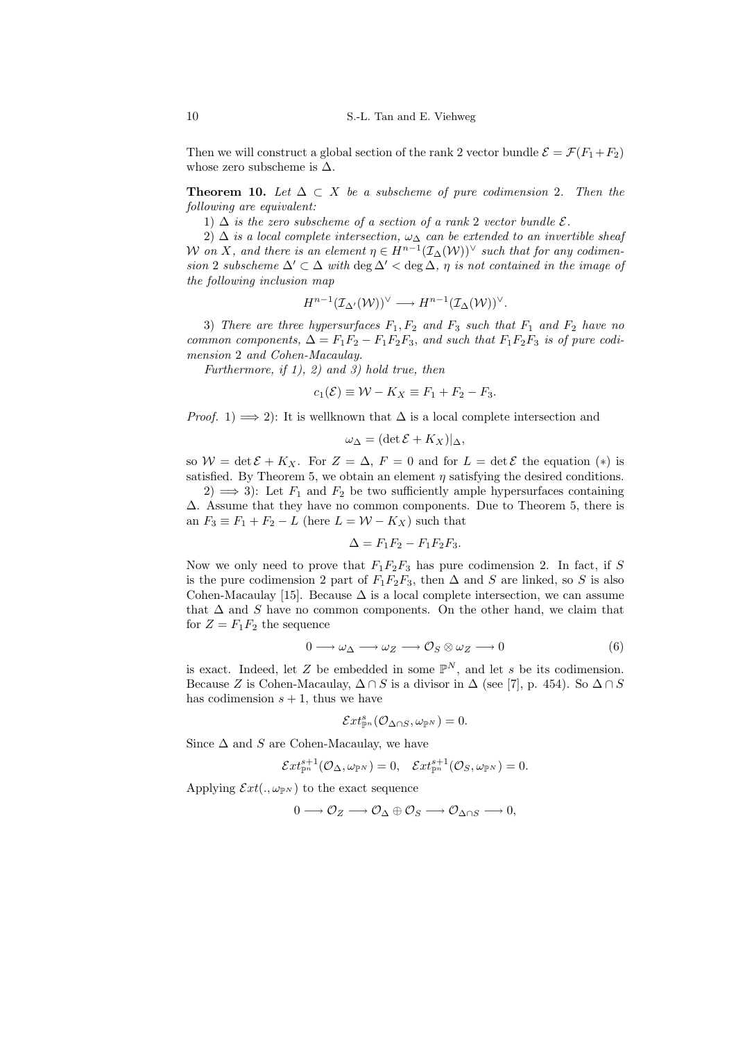Then we will construct a global section of the rank 2 vector bundle $\mathcal{E} = \mathcal{F}(F_1 + F_2)$ whose zero subscheme is $\Delta$.

**Theorem 10.** *Let $\Delta \subset X$ be a subscheme of pure codimension 2. Then the following are equivalent:*

*1) $\Delta$ is the zero subscheme of a section of a rank 2 vector bundle $\mathcal{E}$.*

*2) $\Delta$ is a local complete intersection, $\omega_\Delta$ can be extended to an invertible sheaf $\mathcal{W}$ on $X$, and there is an element $\eta \in H^{n-1}(\mathcal{I}_\Delta(\mathcal{W}))^\vee$ such that for any codimension 2 subscheme $\Delta' \subset \Delta$ with $\deg \Delta' < \deg \Delta$, $\eta$ is not contained in the image of the following inclusion map*

$$H^{n-1}(\mathcal{I}_{\Delta'}(\mathcal{W}))^\vee \longrightarrow H^{n-1}(\mathcal{I}_\Delta(\mathcal{W}))^\vee.$$

*3) There are three hypersurfaces $F_1, F_2$ and $F_3$ such that $F_1$ and $F_2$ have no common components, $\Delta = F_1F_2 - F_1F_2F_3$, and such that $F_1F_2F_3$ is of pure codimension 2 and Cohen-Macaulay.*

*Furthermore, if 1), 2) and 3) hold true, then*

$$c_1(\mathcal{E}) \equiv \mathcal{W} - K_X \equiv F_1 + F_2 - F_3.$$

*Proof.* 1) $\Longrightarrow$ 2): It is wellknown that $\Delta$ is a local complete intersection and

$$\omega_\Delta = (\det \mathcal{E} + K_X)|_\Delta,$$

so $\mathcal{W} = \det \mathcal{E} + K_X$. For $Z = \Delta$, $F = 0$ and for $L = \det \mathcal{E}$ the equation $(*)$ is satisfied. By Theorem 5, we obtain an element $\eta$ satisfying the desired conditions.

2) $\Longrightarrow$ 3): Let $F_1$ and $F_2$ be two sufficiently ample hypersurfaces containing $\Delta$. Assume that they have no common components. Due to Theorem 5, there is an $F_3 \equiv F_1 + F_2 - L$ (here $L = \mathcal{W} - K_X$) such that

$$\Delta = F_1F_2 - F_1F_2F_3.$$

Now we only need to prove that $F_1F_2F_3$ has pure codimension 2. In fact, if $S$ is the pure codimension 2 part of $F_1F_2F_3$, then $\Delta$ and $S$ are linked, so $S$ is also Cohen-Macaulay [15]. Because $\Delta$ is a local complete intersection, we can assume that $\Delta$ and $S$ have no common components. On the other hand, we claim that for $Z = F_1F_2$ the sequence

$$0 \longrightarrow \omega_\Delta \longrightarrow \omega_Z \longrightarrow \mathcal{O}_S \otimes \omega_Z \longrightarrow 0 \tag{6}$$

is exact. Indeed, let $Z$ be embedded in some $\mathbb{P}^N$, and let $s$ be its codimension. Because $Z$ is Cohen-Macaulay, $\Delta \cap S$ is a divisor in $\Delta$ (see [7], p. 454). So $\Delta \cap S$ has codimension $s+1$, thus we have

$$\mathcal{E}xt^s_{\mathbb{P}^n}(\mathcal{O}_{\Delta\cap S}, \omega_{\mathbb{P}^N}) = 0.$$

Since $\Delta$ and $S$ are Cohen-Macaulay, we have

$$\mathcal{E}xt^{s+1}_{\mathbb{P}^n}(\mathcal{O}_\Delta, \omega_{\mathbb{P}^N}) = 0, \quad \mathcal{E}xt^{s+1}_{\mathbb{P}^n}(\mathcal{O}_S, \omega_{\mathbb{P}^N}) = 0.$$

Applying $\mathcal{E}xt(., \omega_{\mathbb{P}^N})$ to the exact sequence

$$0 \longrightarrow \mathcal{O}_Z \longrightarrow \mathcal{O}_\Delta \oplus \mathcal{O}_S \longrightarrow \mathcal{O}_{\Delta\cap S} \longrightarrow 0,$$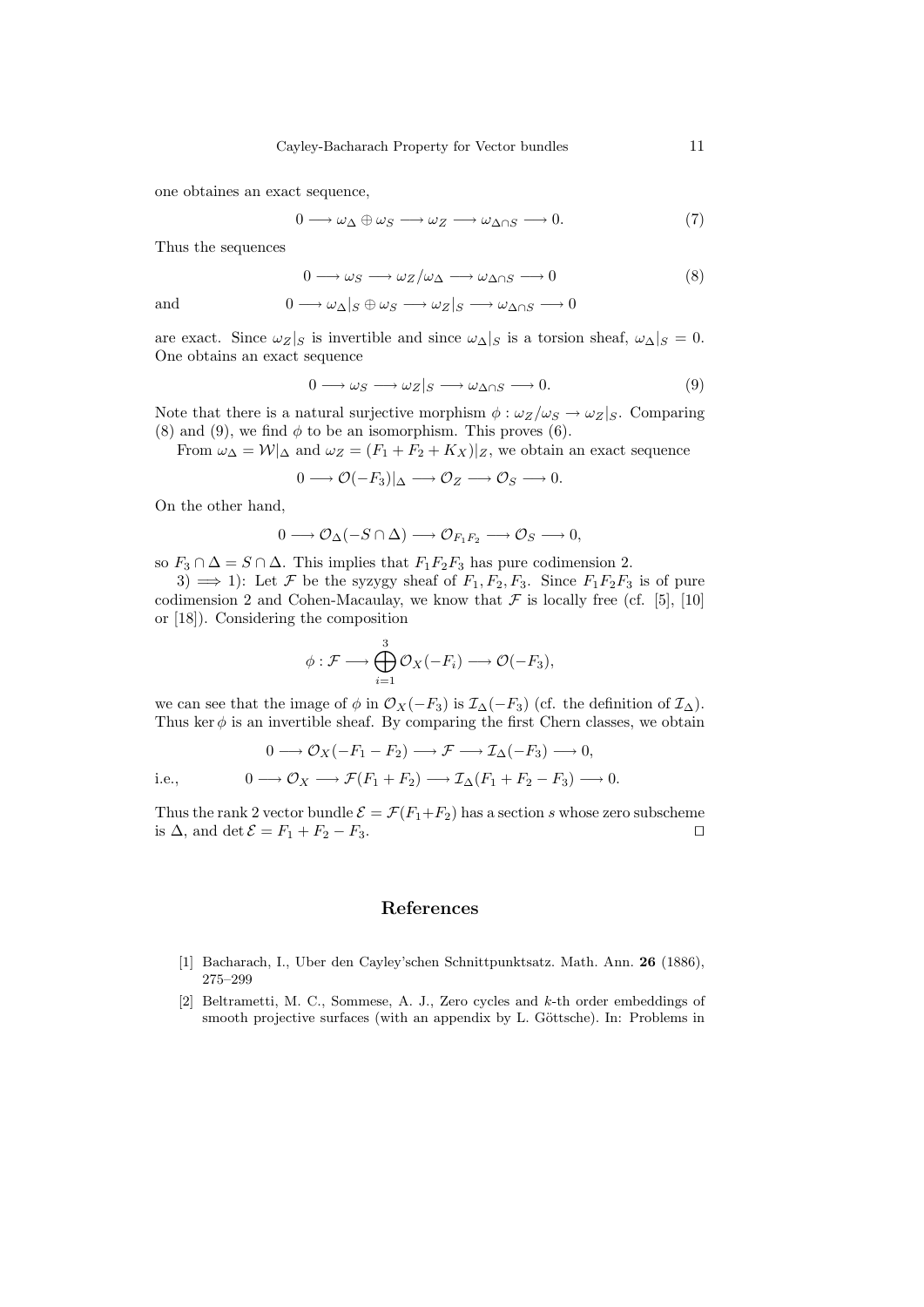one obtaines an exact sequence,

$$0 \longrightarrow \omega_\Delta \oplus \omega_S \longrightarrow \omega_Z \longrightarrow \omega_{\Delta \cap S} \longrightarrow 0. \tag{7}$$

Thus the sequences

$$0 \longrightarrow \omega_S \longrightarrow \omega_Z/\omega_\Delta \longrightarrow \omega_{\Delta \cap S} \longrightarrow 0 \tag{8}$$

and

$$0 \longrightarrow \omega_\Delta|_S \oplus \omega_S \longrightarrow \omega_Z|_S \longrightarrow \omega_{\Delta \cap S} \longrightarrow 0$$

are exact. Since $\omega_Z|_S$ is invertible and since $\omega_\Delta|_S$ is a torsion sheaf, $\omega_\Delta|_S = 0$. One obtains an exact sequence

$$0 \longrightarrow \omega_S \longrightarrow \omega_Z|_S \longrightarrow \omega_{\Delta \cap S} \longrightarrow 0. \tag{9}$$

Note that there is a natural surjective morphism $\phi : \omega_Z/\omega_S \to \omega_Z|_S$. Comparing (8) and (9), we find $\phi$ to be an isomorphism. This proves (6).

From $\omega_\Delta = \mathcal{W}|_\Delta$ and $\omega_Z = (F_1 + F_2 + K_X)|_Z$, we obtain an exact sequence

$$0 \longrightarrow \mathcal{O}(-F_3)|_\Delta \longrightarrow \mathcal{O}_Z \longrightarrow \mathcal{O}_S \longrightarrow 0.$$

On the other hand,

$$0 \longrightarrow \mathcal{O}_\Delta(-S \cap \Delta) \longrightarrow \mathcal{O}_{F_1 F_2} \longrightarrow \mathcal{O}_S \longrightarrow 0,$$

so $F_3 \cap \Delta = S \cap \Delta$. This implies that $F_1 F_2 F_3$ has pure codimension 2.

3) $\Longrightarrow$ 1): Let $\mathcal{F}$ be the syzygy sheaf of $F_1, F_2, F_3$. Since $F_1 F_2 F_3$ is of pure codimension 2 and Cohen-Macaulay, we know that $\mathcal{F}$ is locally free (cf. [5], [10] or [18]). Considering the composition

$$\phi : \mathcal{F} \longrightarrow \bigoplus_{i=1}^{3} \mathcal{O}_X(-F_i) \longrightarrow \mathcal{O}(-F_3),$$

we can see that the image of $\phi$ in $\mathcal{O}_X(-F_3)$ is $\mathcal{I}_\Delta(-F_3)$ (cf. the definition of $\mathcal{I}_\Delta$). Thus $\ker \phi$ is an invertible sheaf. By comparing the first Chern classes, we obtain

$$0 \longrightarrow \mathcal{O}_X(-F_1 - F_2) \longrightarrow \mathcal{F} \longrightarrow \mathcal{I}_\Delta(-F_3) \longrightarrow 0,$$

i.e.,

$$0 \longrightarrow \mathcal{O}_X \longrightarrow \mathcal{F}(F_1 + F_2) \longrightarrow \mathcal{I}_\Delta(F_1 + F_2 - F_3) \longrightarrow 0.$$

Thus the rank 2 vector bundle $\mathcal{E} = \mathcal{F}(F_1 + F_2)$ has a section $s$ whose zero subscheme is $\Delta$, and $\det \mathcal{E} = F_1 + F_2 - F_3$. □

## References

[1] Bacharach, I., Uber den Cayley'schen Schnittpunktsatz. Math. Ann. **26** (1886), 275–299

[2] Beltrametti, M. C., Sommese, A. J., Zero cycles and $k$-th order embeddings of smooth projective surfaces (with an appendix by L. Göttsche). In: Problems in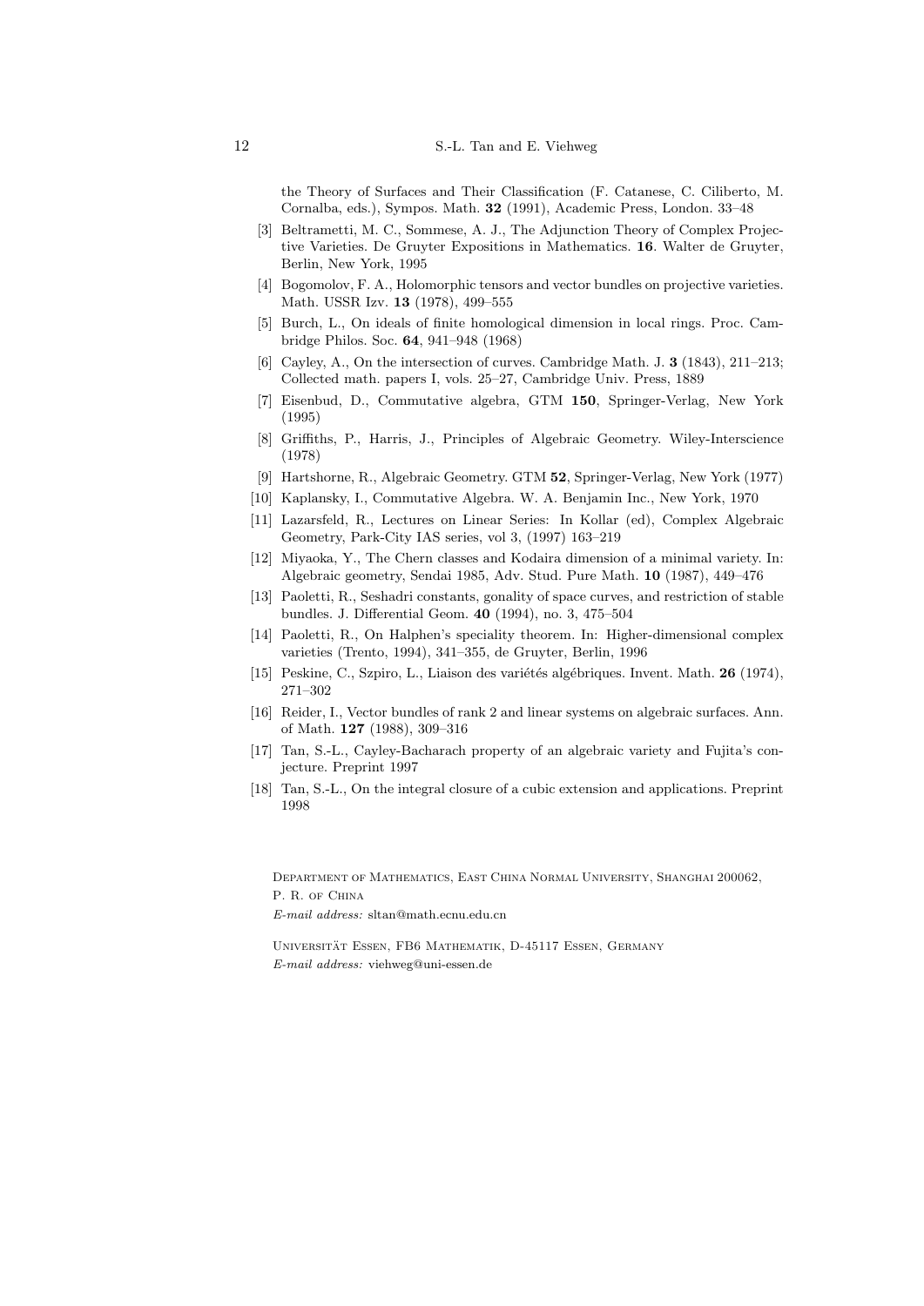the Theory of Surfaces and Their Classification (F. Catanese, C. Ciliberto, M. Cornalba, eds.), Sympos. Math. **32** (1991), Academic Press, London. 33–48

[3] Beltrametti, M. C., Sommese, A. J., The Adjunction Theory of Complex Projective Varieties. De Gruyter Expositions in Mathematics. **16**. Walter de Gruyter, Berlin, New York, 1995

[4] Bogomolov, F. A., Holomorphic tensors and vector bundles on projective varieties. Math. USSR Izv. **13** (1978), 499–555

[5] Burch, L., On ideals of finite homological dimension in local rings. Proc. Cambridge Philos. Soc. **64**, 941–948 (1968)

[6] Cayley, A., On the intersection of curves. Cambridge Math. J. **3** (1843), 211–213; Collected math. papers I, vols. 25–27, Cambridge Univ. Press, 1889

[7] Eisenbud, D., Commutative algebra, GTM **150**, Springer-Verlag, New York (1995)

[8] Griffiths, P., Harris, J., Principles of Algebraic Geometry. Wiley-Interscience (1978)

[9] Hartshorne, R., Algebraic Geometry. GTM **52**, Springer-Verlag, New York (1977)

[10] Kaplansky, I., Commutative Algebra. W. A. Benjamin Inc., New York, 1970

[11] Lazarsfeld, R., Lectures on Linear Series: In Kollar (ed), Complex Algebraic Geometry, Park-City IAS series, vol 3, (1997) 163–219

[12] Miyaoka, Y., The Chern classes and Kodaira dimension of a minimal variety. In: Algebraic geometry, Sendai 1985, Adv. Stud. Pure Math. **10** (1987), 449–476

[13] Paoletti, R., Seshadri constants, gonality of space curves, and restriction of stable bundles. J. Differential Geom. **40** (1994), no. 3, 475–504

[14] Paoletti, R., On Halphen's speciality theorem. In: Higher-dimensional complex varieties (Trento, 1994), 341–355, de Gruyter, Berlin, 1996

[15] Peskine, C., Szpiro, L., Liaison des variétés algébriques. Invent. Math. **26** (1974), 271–302

[16] Reider, I., Vector bundles of rank 2 and linear systems on algebraic surfaces. Ann. of Math. **127** (1988), 309–316

[17] Tan, S.-L., Cayley-Bacharach property of an algebraic variety and Fujita's conjecture. Preprint 1997

[18] Tan, S.-L., On the integral closure of a cubic extension and applications. Preprint 1998

Department of Mathematics, East China Normal University, Shanghai 200062, P. R. of China

*E-mail address:* sltan@math.ecnu.edu.cn

Universität Essen, FB6 Mathematik, D-45117 Essen, Germany

*E-mail address:* viehweg@uni-essen.de